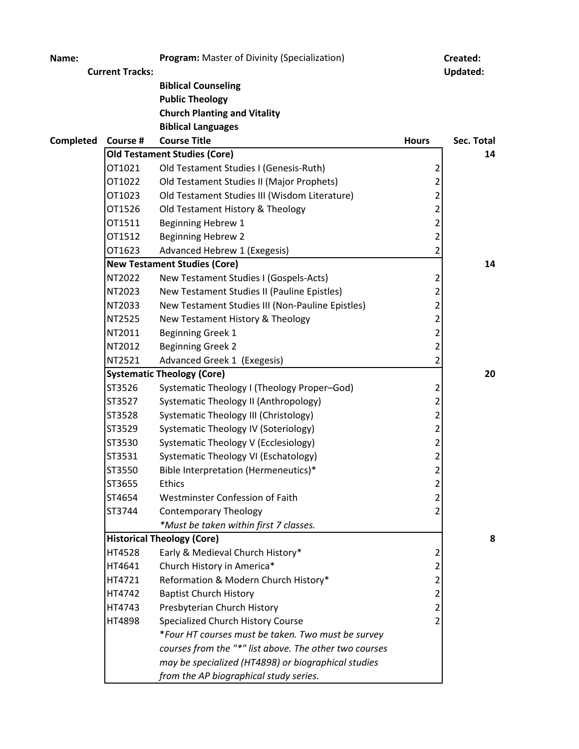**Name:** **Program:** Master of Divinity (Specialization) **Created:**

**Current Tracks:** **Updated:**

**Biblical Counseling**
**Public Theology**
**Church Planting and Vitality**
**Biblical Languages**

| Completed | Course # | Course Title | Hours | Sec. Total |
|---|---|---|---|---|
| | **Old Testament Studies (Core)** | | | **14** |
| | OT1021 | Old Testament Studies I (Genesis-Ruth) | 2 | |
| | OT1022 | Old Testament Studies II (Major Prophets) | 2 | |
| | OT1023 | Old Testament Studies III (Wisdom Literature) | 2 | |
| | OT1526 | Old Testament History & Theology | 2 | |
| | OT1511 | Beginning Hebrew 1 | 2 | |
| | OT1512 | Beginning Hebrew 2 | 2 | |
| | OT1623 | Advanced Hebrew 1 (Exegesis) | 2 | |
| | **New Testament Studies (Core)** | | | **14** |
| | NT2022 | New Testament Studies I (Gospels-Acts) | 2 | |
| | NT2023 | New Testament Studies II (Pauline Epistles) | 2 | |
| | NT2033 | New Testament Studies III (Non-Pauline Epistles) | 2 | |
| | NT2525 | New Testament History & Theology | 2 | |
| | NT2011 | Beginning Greek 1 | 2 | |
| | NT2012 | Beginning Greek 2 | 2 | |
| | NT2521 | Advanced Greek 1 (Exegesis) | 2 | |
| | **Systematic Theology (Core)** | | | **20** |
| | ST3526 | Systematic Theology I (Theology Proper–God) | 2 | |
| | ST3527 | Systematic Theology II (Anthropology) | 2 | |
| | ST3528 | Systematic Theology III (Christology) | 2 | |
| | ST3529 | Systematic Theology IV (Soteriology) | 2 | |
| | ST3530 | Systematic Theology V (Ecclesiology) | 2 | |
| | ST3531 | Systematic Theology VI (Eschatology) | 2 | |
| | ST3550 | Bible Interpretation (Hermeneutics)* | 2 | |
| | ST3655 | Ethics | 2 | |
| | ST4654 | Westminster Confession of Faith | 2 | |
| | ST3744 | Contemporary Theology | 2 | |
| | | *\*Must be taken within first 7 classes.* | | |
| | **Historical Theology (Core)** | | | **8** |
| | HT4528 | Early & Medieval Church History* | 2 | |
| | HT4641 | Church History in America* | 2 | |
| | HT4721 | Reformation & Modern Church History* | 2 | |
| | HT4742 | Baptist Church History | 2 | |
| | HT4743 | Presbyterian Church History | 2 | |
| | HT4898 | Specialized Church History Course | 2 | |
| | | *\*Four HT courses must be taken. Two must be survey courses from the "\*" list above. The other two courses may be specialized (HT4898) or biographical studies from the AP biographical study series.* | | |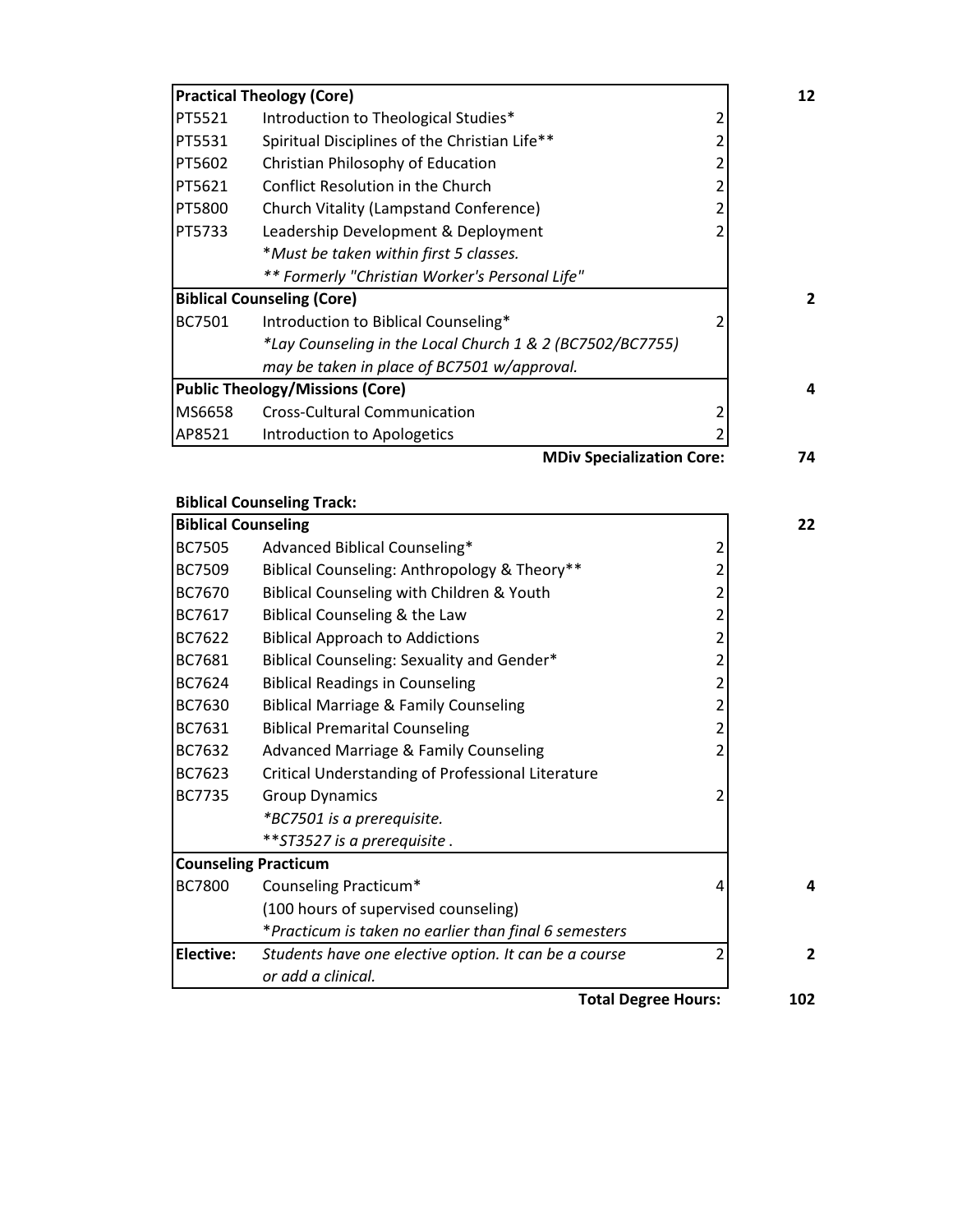| Practical Theology (Core) | | | 12 |
|---|---|---|---|
| PT5521 | Introduction to Theological Studies* | 2 | |
| PT5531 | Spiritual Disciplines of the Christian Life** | 2 | |
| PT5602 | Christian Philosophy of Education | 2 | |
| PT5621 | Conflict Resolution in the Church | 2 | |
| PT5800 | Church Vitality (Lampstand Conference) | 2 | |
| PT5733 | Leadership Development & Deployment | 2 | |
| | **Must be taken within first 5 classes.* | | |
| | *** Formerly "Christian Worker's Personal Life"* | | |
| **Biblical Counseling (Core)** | | | **2** |
| BC7501 | Introduction to Biblical Counseling* | 2 | |
| | **Lay Counseling in the Local Church 1 & 2 (BC7502/BC7755)* | | |
| | *may be taken in place of BC7501 w/approval.* | | |
| **Public Theology/Missions (Core)** | | | **4** |
| MS6658 | Cross-Cultural Communication | 2 | |
| AP8521 | Introduction to Apologetics | 2 | |
| | **MDiv Specialization Core:** | | **74** |

**Biblical Counseling Track:**

| Biblical Counseling | | | 22 |
|---|---|---|---|
| BC7505 | Advanced Biblical Counseling* | 2 | |
| BC7509 | Biblical Counseling: Anthropology & Theory** | 2 | |
| BC7670 | Biblical Counseling with Children & Youth | 2 | |
| BC7617 | Biblical Counseling & the Law | 2 | |
| BC7622 | Biblical Approach to Addictions | 2 | |
| BC7681 | Biblical Counseling: Sexuality and Gender* | 2 | |
| BC7624 | Biblical Readings in Counseling | 2 | |
| BC7630 | Biblical Marriage & Family Counseling | 2 | |
| BC7631 | Biblical Premarital Counseling | 2 | |
| BC7632 | Advanced Marriage & Family Counseling | 2 | |
| BC7623 | Critical Understanding of Professional Literature | | |
| BC7735 | Group Dynamics | 2 | |
| | **BC7501 is a prerequisite.* | | |
| | ***ST3527 is a prerequisite .* | | |
| **Counseling Practicum** | | | |
| BC7800 | Counseling Practicum* | 4 | **4** |
| | (100 hours of supervised counseling) | | |
| | **Practicum is taken no earlier than final 6 semesters* | | |
| **Elective:** | *Students have one elective option. It can be a course* | 2 | **2** |
| | *or add a clinical.* | | |
| | **Total Degree Hours:** | | **102** |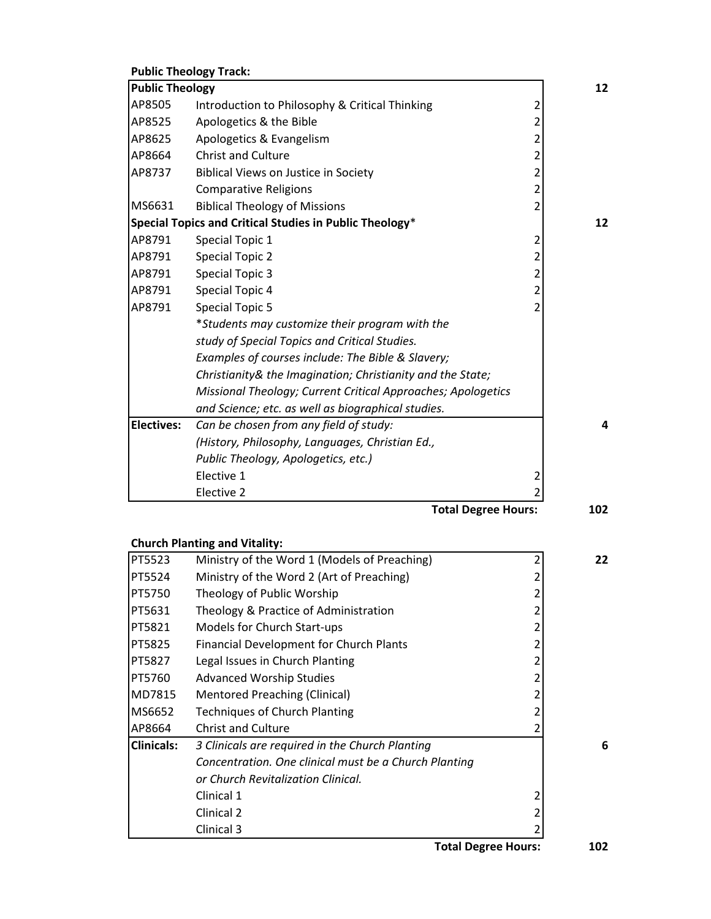**Public Theology Track:**

| | | | |
|---|---|---|---|
| **Public Theology** | | | **12** |
| AP8505 | Introduction to Philosophy & Critical Thinking | 2 | |
| AP8525 | Apologetics & the Bible | 2 | |
| AP8625 | Apologetics & Evangelism | 2 | |
| AP8664 | Christ and Culture | 2 | |
| AP8737 | Biblical Views on Justice in Society | 2 | |
| | Comparative Religions | 2 | |
| MS6631 | Biblical Theology of Missions | 2 | |
| **Special Topics and Critical Studies in Public Theology*** | | | **12** |
| AP8791 | Special Topic 1 | 2 | |
| AP8791 | Special Topic 2 | 2 | |
| AP8791 | Special Topic 3 | 2 | |
| AP8791 | Special Topic 4 | 2 | |
| AP8791 | Special Topic 5 | 2 | |
| | *\*Students may customize their program with the study of Special Topics and Critical Studies. Examples of courses include: The Bible & Slavery; Christianity& the Imagination; Christianity and the State; Missional Theology; Current Critical Approaches; Apologetics and Science; etc. as well as biographical studies.* | | |
| **Electives:** | *Can be chosen from any field of study: (History, Philosophy, Languages, Christian Ed., Public Theology, Apologetics, etc.)* | | **4** |
| | Elective 1 | 2 | |
| | Elective 2 | 2 | |
| | | **Total Degree Hours:** | **102** |

**Church Planting and Vitality:**

| | | | |
|---|---|---|---|
| PT5523 | Ministry of the Word 1 (Models of Preaching) | 2 | **22** |
| PT5524 | Ministry of the Word 2 (Art of Preaching) | 2 | |
| PT5750 | Theology of Public Worship | 2 | |
| PT5631 | Theology & Practice of Administration | 2 | |
| PT5821 | Models for Church Start-ups | 2 | |
| PT5825 | Financial Development for Church Plants | 2 | |
| PT5827 | Legal Issues in Church Planting | 2 | |
| PT5760 | Advanced Worship Studies | 2 | |
| MD7815 | Mentored Preaching (Clinical) | 2 | |
| MS6652 | Techniques of Church Planting | 2 | |
| AP8664 | Christ and Culture | 2 | |
| **Clinicals:** | *3 Clinicals are required in the Church Planting Concentration. One clinical must be a Church Planting or Church Revitalization Clinical.* | | **6** |
| | Clinical 1 | 2 | |
| | Clinical 2 | 2 | |
| | Clinical 3 | 2 | |
| | | **Total Degree Hours:** | **102** |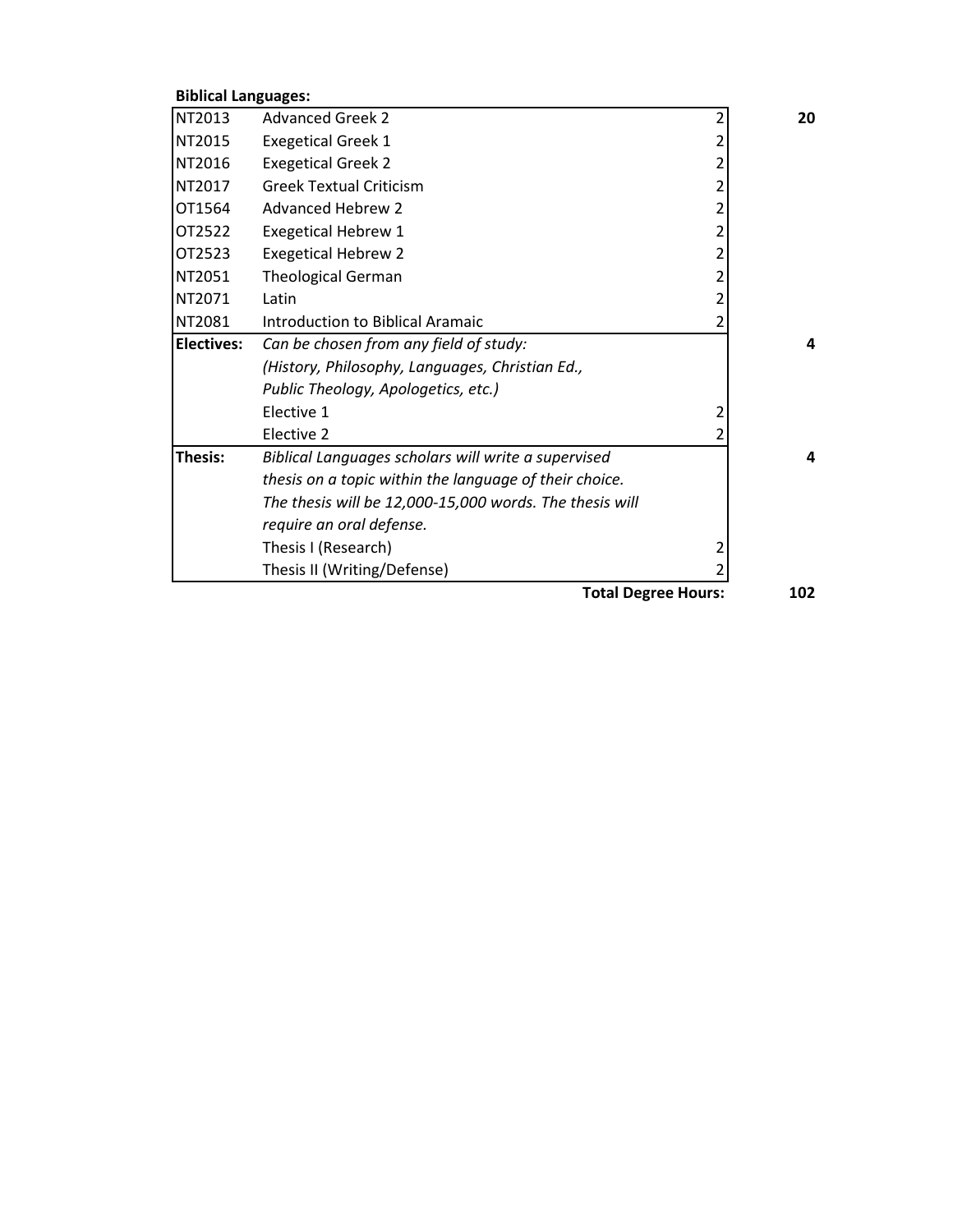**Biblical Languages:**

| | | | |
|---|---|---|---|
| NT2013 | Advanced Greek 2 | 2 | **20** |
| NT2015 | Exegetical Greek 1 | 2 | |
| NT2016 | Exegetical Greek 2 | 2 | |
| NT2017 | Greek Textual Criticism | 2 | |
| OT1564 | Advanced Hebrew 2 | 2 | |
| OT2522 | Exegetical Hebrew 1 | 2 | |
| OT2523 | Exegetical Hebrew 2 | 2 | |
| NT2051 | Theological German | 2 | |
| NT2071 | Latin | 2 | |
| NT2081 | Introduction to Biblical Aramaic | 2 | |
| **Electives:** | *Can be chosen from any field of study:* | | **4** |
| | *(History, Philosophy, Languages, Christian Ed.,* | | |
| | *Public Theology, Apologetics, etc.)* | | |
| | Elective 1 | 2 | |
| | Elective 2 | 2 | |
| **Thesis:** | *Biblical Languages scholars will write a supervised* | | **4** |
| | *thesis on a topic within the language of their choice.* | | |
| | *The thesis will be 12,000-15,000 words. The thesis will* | | |
| | *require an oral defense.* | | |
| | Thesis I (Research) | 2 | |
| | Thesis II (Writing/Defense) | 2 | |
| | **Total Degree Hours:** | | **102** |